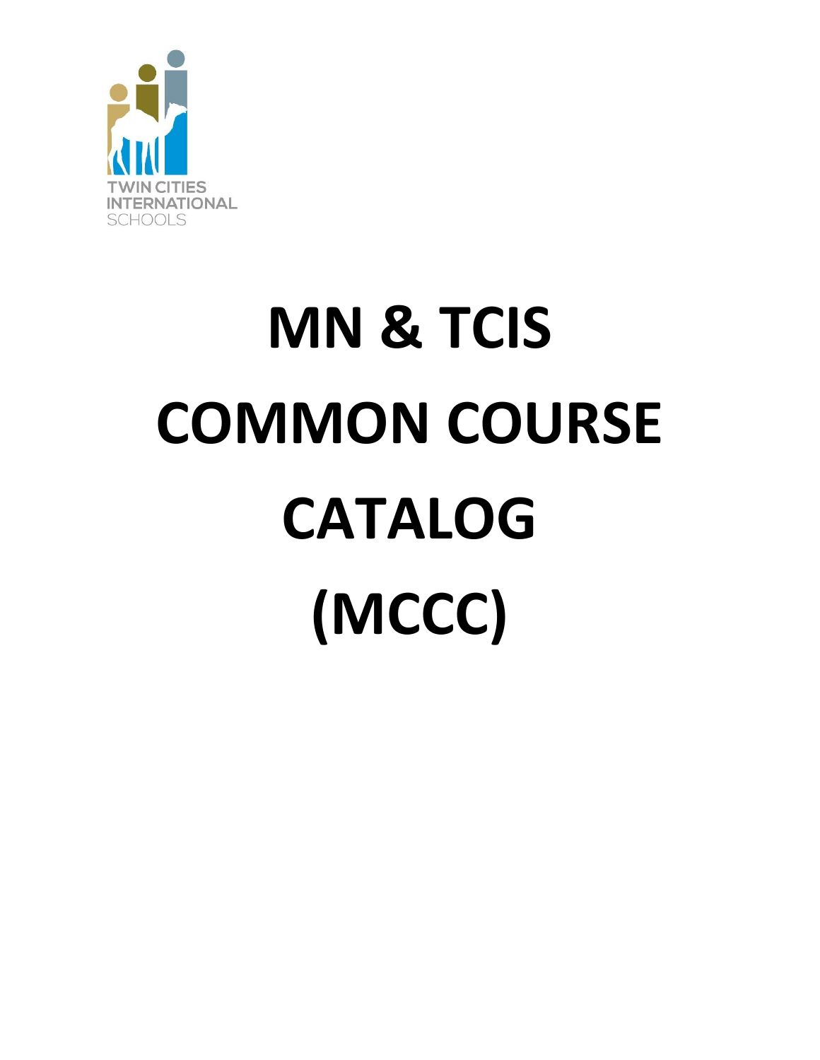TWIN CITIES INTERNATIONAL SCHOOLS

# MN & TCIS COMMON COURSE CATALOG (MCCC)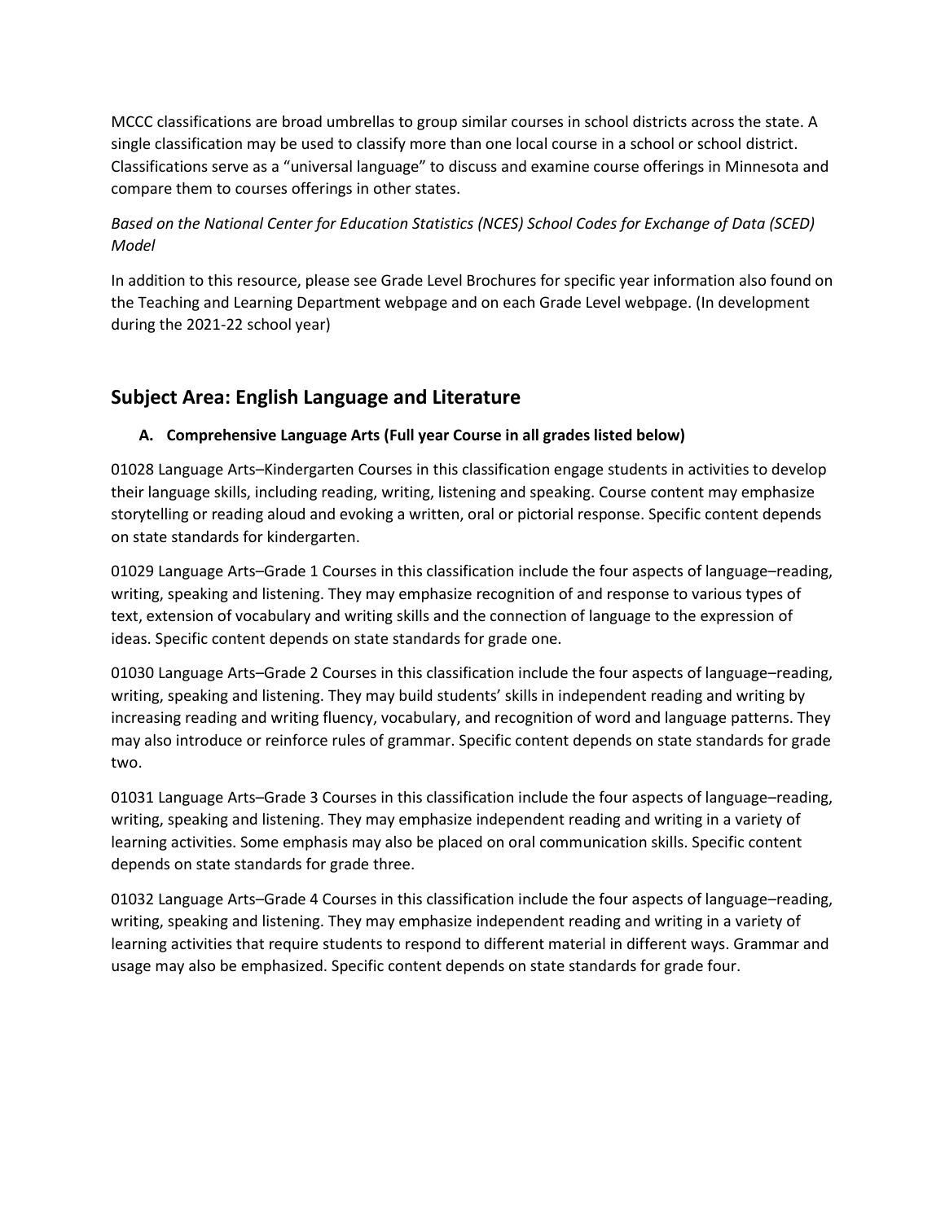MCCC classifications are broad umbrellas to group similar courses in school districts across the state. A single classification may be used to classify more than one local course in a school or school district. Classifications serve as a "universal language" to discuss and examine course offerings in Minnesota and compare them to courses offerings in other states.

*Based on the National Center for Education Statistics (NCES) School Codes for Exchange of Data (SCED) Model*

In addition to this resource, please see Grade Level Brochures for specific year information also found on the Teaching and Learning Department webpage and on each Grade Level webpage. (In development during the 2021-22 school year)

## Subject Area: English Language and Literature

### A. Comprehensive Language Arts (Full year Course in all grades listed below)

01028 Language Arts–Kindergarten Courses in this classification engage students in activities to develop their language skills, including reading, writing, listening and speaking. Course content may emphasize storytelling or reading aloud and evoking a written, oral or pictorial response. Specific content depends on state standards for kindergarten.

01029 Language Arts–Grade 1 Courses in this classification include the four aspects of language–reading, writing, speaking and listening. They may emphasize recognition of and response to various types of text, extension of vocabulary and writing skills and the connection of language to the expression of ideas. Specific content depends on state standards for grade one.

01030 Language Arts–Grade 2 Courses in this classification include the four aspects of language–reading, writing, speaking and listening. They may build students' skills in independent reading and writing by increasing reading and writing fluency, vocabulary, and recognition of word and language patterns. They may also introduce or reinforce rules of grammar. Specific content depends on state standards for grade two.

01031 Language Arts–Grade 3 Courses in this classification include the four aspects of language–reading, writing, speaking and listening. They may emphasize independent reading and writing in a variety of learning activities. Some emphasis may also be placed on oral communication skills. Specific content depends on state standards for grade three.

01032 Language Arts–Grade 4 Courses in this classification include the four aspects of language–reading, writing, speaking and listening. They may emphasize independent reading and writing in a variety of learning activities that require students to respond to different material in different ways. Grammar and usage may also be emphasized. Specific content depends on state standards for grade four.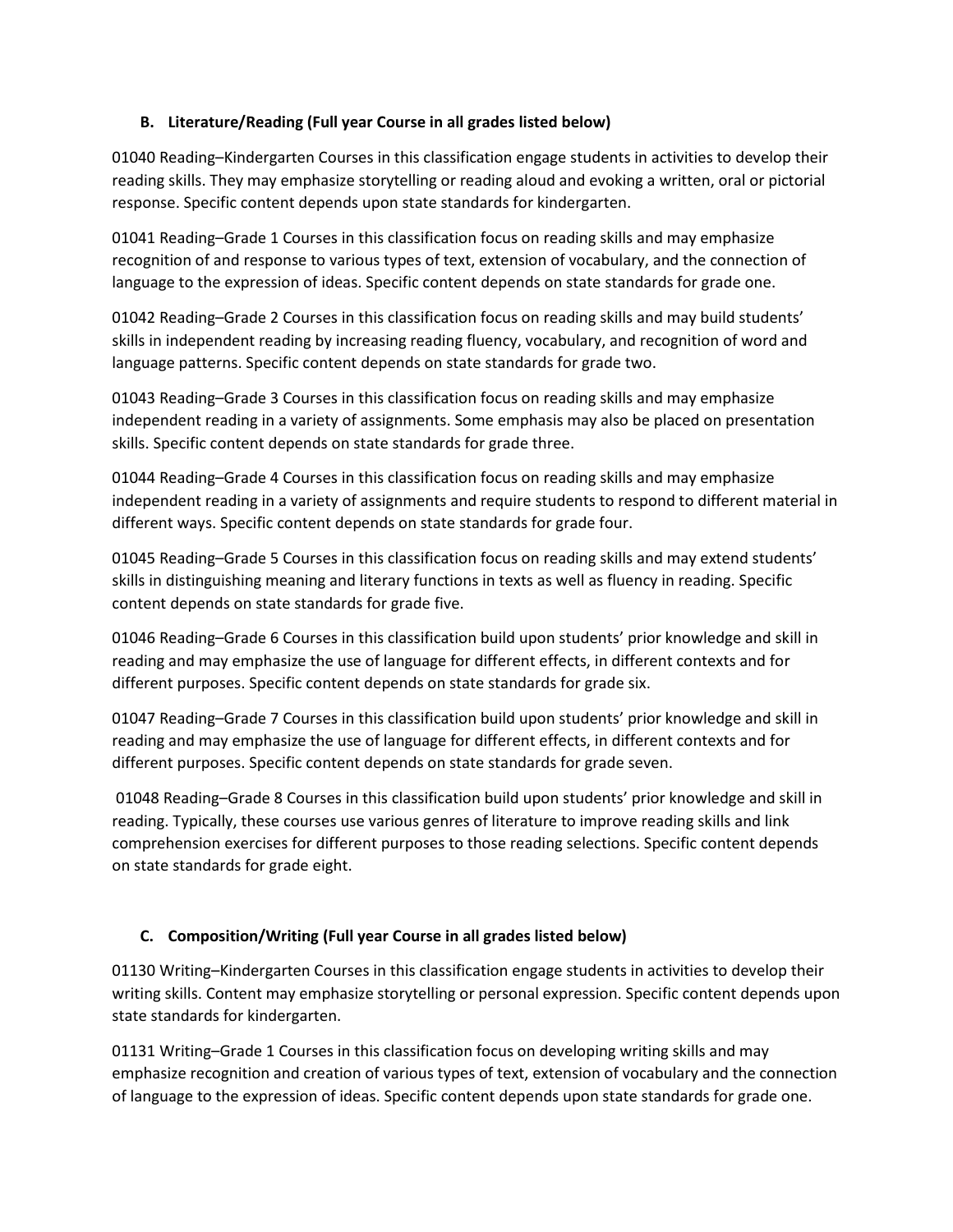## B. Literature/Reading (Full year Course in all grades listed below)

01040 Reading–Kindergarten Courses in this classification engage students in activities to develop their reading skills. They may emphasize storytelling or reading aloud and evoking a written, oral or pictorial response. Specific content depends upon state standards for kindergarten.

01041 Reading–Grade 1 Courses in this classification focus on reading skills and may emphasize recognition of and response to various types of text, extension of vocabulary, and the connection of language to the expression of ideas. Specific content depends on state standards for grade one.

01042 Reading–Grade 2 Courses in this classification focus on reading skills and may build students' skills in independent reading by increasing reading fluency, vocabulary, and recognition of word and language patterns. Specific content depends on state standards for grade two.

01043 Reading–Grade 3 Courses in this classification focus on reading skills and may emphasize independent reading in a variety of assignments. Some emphasis may also be placed on presentation skills. Specific content depends on state standards for grade three.

01044 Reading–Grade 4 Courses in this classification focus on reading skills and may emphasize independent reading in a variety of assignments and require students to respond to different material in different ways. Specific content depends on state standards for grade four.

01045 Reading–Grade 5 Courses in this classification focus on reading skills and may extend students' skills in distinguishing meaning and literary functions in texts as well as fluency in reading. Specific content depends on state standards for grade five.

01046 Reading–Grade 6 Courses in this classification build upon students' prior knowledge and skill in reading and may emphasize the use of language for different effects, in different contexts and for different purposes. Specific content depends on state standards for grade six.

01047 Reading–Grade 7 Courses in this classification build upon students' prior knowledge and skill in reading and may emphasize the use of language for different effects, in different contexts and for different purposes. Specific content depends on state standards for grade seven.

01048 Reading–Grade 8 Courses in this classification build upon students' prior knowledge and skill in reading. Typically, these courses use various genres of literature to improve reading skills and link comprehension exercises for different purposes to those reading selections. Specific content depends on state standards for grade eight.

## C. Composition/Writing (Full year Course in all grades listed below)

01130 Writing–Kindergarten Courses in this classification engage students in activities to develop their writing skills. Content may emphasize storytelling or personal expression. Specific content depends upon state standards for kindergarten.

01131 Writing–Grade 1 Courses in this classification focus on developing writing skills and may emphasize recognition and creation of various types of text, extension of vocabulary and the connection of language to the expression of ideas. Specific content depends upon state standards for grade one.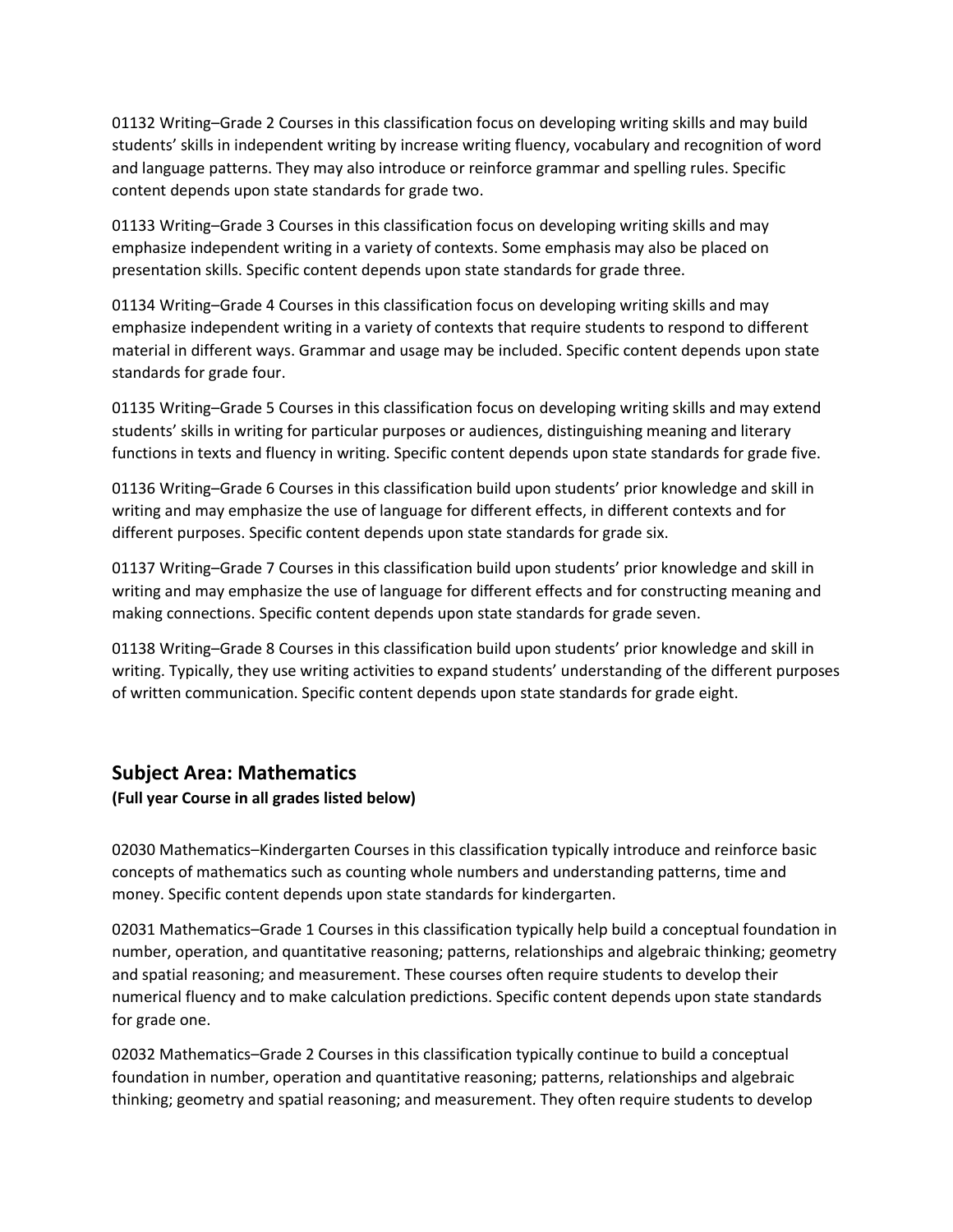01132 Writing–Grade 2 Courses in this classification focus on developing writing skills and may build students' skills in independent writing by increase writing fluency, vocabulary and recognition of word and language patterns. They may also introduce or reinforce grammar and spelling rules. Specific content depends upon state standards for grade two.

01133 Writing–Grade 3 Courses in this classification focus on developing writing skills and may emphasize independent writing in a variety of contexts. Some emphasis may also be placed on presentation skills. Specific content depends upon state standards for grade three.

01134 Writing–Grade 4 Courses in this classification focus on developing writing skills and may emphasize independent writing in a variety of contexts that require students to respond to different material in different ways. Grammar and usage may be included. Specific content depends upon state standards for grade four.

01135 Writing–Grade 5 Courses in this classification focus on developing writing skills and may extend students' skills in writing for particular purposes or audiences, distinguishing meaning and literary functions in texts and fluency in writing. Specific content depends upon state standards for grade five.

01136 Writing–Grade 6 Courses in this classification build upon students' prior knowledge and skill in writing and may emphasize the use of language for different effects, in different contexts and for different purposes. Specific content depends upon state standards for grade six.

01137 Writing–Grade 7 Courses in this classification build upon students' prior knowledge and skill in writing and may emphasize the use of language for different effects and for constructing meaning and making connections. Specific content depends upon state standards for grade seven.

01138 Writing–Grade 8 Courses in this classification build upon students' prior knowledge and skill in writing. Typically, they use writing activities to expand students' understanding of the different purposes of written communication. Specific content depends upon state standards for grade eight.

## Subject Area: Mathematics

**(Full year Course in all grades listed below)**

02030 Mathematics–Kindergarten Courses in this classification typically introduce and reinforce basic concepts of mathematics such as counting whole numbers and understanding patterns, time and money. Specific content depends upon state standards for kindergarten.

02031 Mathematics–Grade 1 Courses in this classification typically help build a conceptual foundation in number, operation, and quantitative reasoning; patterns, relationships and algebraic thinking; geometry and spatial reasoning; and measurement. These courses often require students to develop their numerical fluency and to make calculation predictions. Specific content depends upon state standards for grade one.

02032 Mathematics–Grade 2 Courses in this classification typically continue to build a conceptual foundation in number, operation and quantitative reasoning; patterns, relationships and algebraic thinking; geometry and spatial reasoning; and measurement. They often require students to develop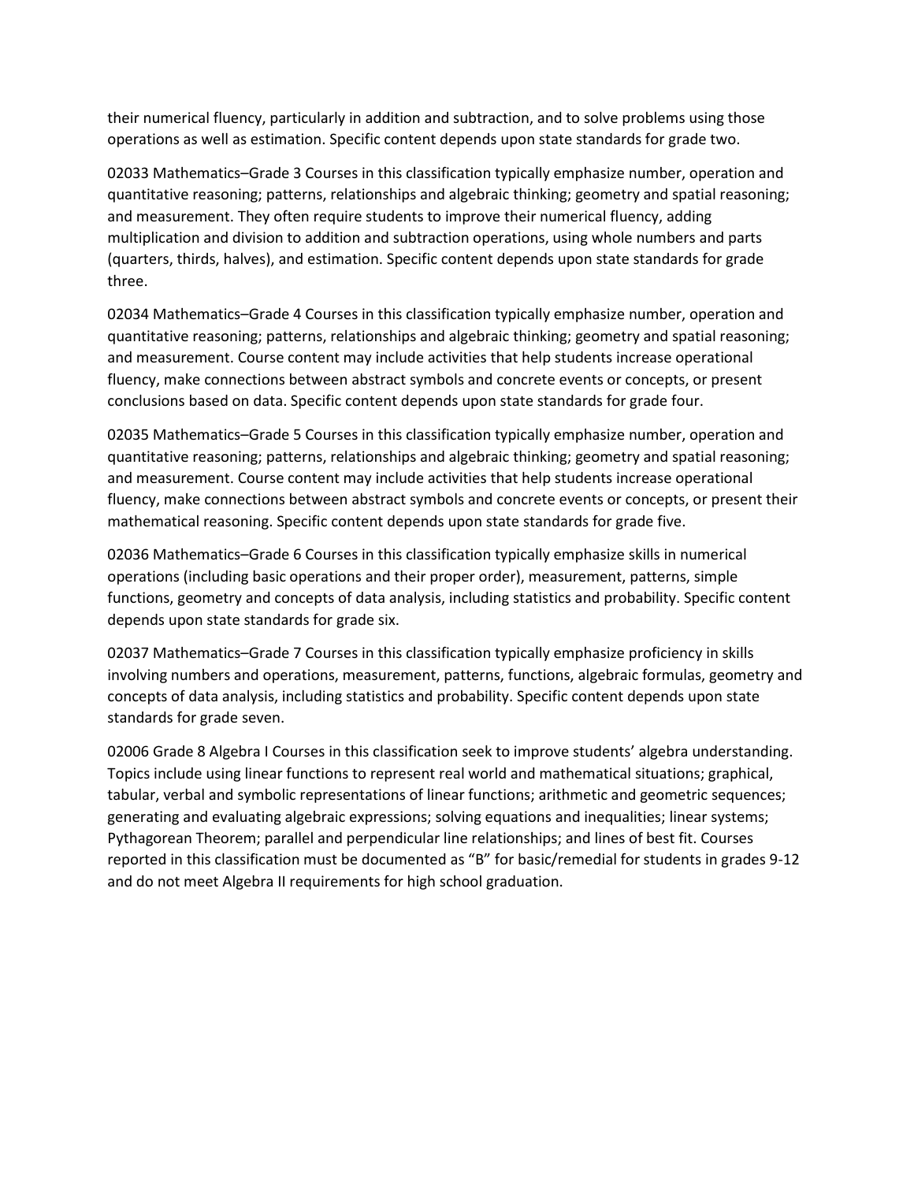their numerical fluency, particularly in addition and subtraction, and to solve problems using those operations as well as estimation. Specific content depends upon state standards for grade two.

02033 Mathematics–Grade 3 Courses in this classification typically emphasize number, operation and quantitative reasoning; patterns, relationships and algebraic thinking; geometry and spatial reasoning; and measurement. They often require students to improve their numerical fluency, adding multiplication and division to addition and subtraction operations, using whole numbers and parts (quarters, thirds, halves), and estimation. Specific content depends upon state standards for grade three.

02034 Mathematics–Grade 4 Courses in this classification typically emphasize number, operation and quantitative reasoning; patterns, relationships and algebraic thinking; geometry and spatial reasoning; and measurement. Course content may include activities that help students increase operational fluency, make connections between abstract symbols and concrete events or concepts, or present conclusions based on data. Specific content depends upon state standards for grade four.

02035 Mathematics–Grade 5 Courses in this classification typically emphasize number, operation and quantitative reasoning; patterns, relationships and algebraic thinking; geometry and spatial reasoning; and measurement. Course content may include activities that help students increase operational fluency, make connections between abstract symbols and concrete events or concepts, or present their mathematical reasoning. Specific content depends upon state standards for grade five.

02036 Mathematics–Grade 6 Courses in this classification typically emphasize skills in numerical operations (including basic operations and their proper order), measurement, patterns, simple functions, geometry and concepts of data analysis, including statistics and probability. Specific content depends upon state standards for grade six.

02037 Mathematics–Grade 7 Courses in this classification typically emphasize proficiency in skills involving numbers and operations, measurement, patterns, functions, algebraic formulas, geometry and concepts of data analysis, including statistics and probability. Specific content depends upon state standards for grade seven.

02006 Grade 8 Algebra I Courses in this classification seek to improve students' algebra understanding. Topics include using linear functions to represent real world and mathematical situations; graphical, tabular, verbal and symbolic representations of linear functions; arithmetic and geometric sequences; generating and evaluating algebraic expressions; solving equations and inequalities; linear systems; Pythagorean Theorem; parallel and perpendicular line relationships; and lines of best fit. Courses reported in this classification must be documented as "B" for basic/remedial for students in grades 9-12 and do not meet Algebra II requirements for high school graduation.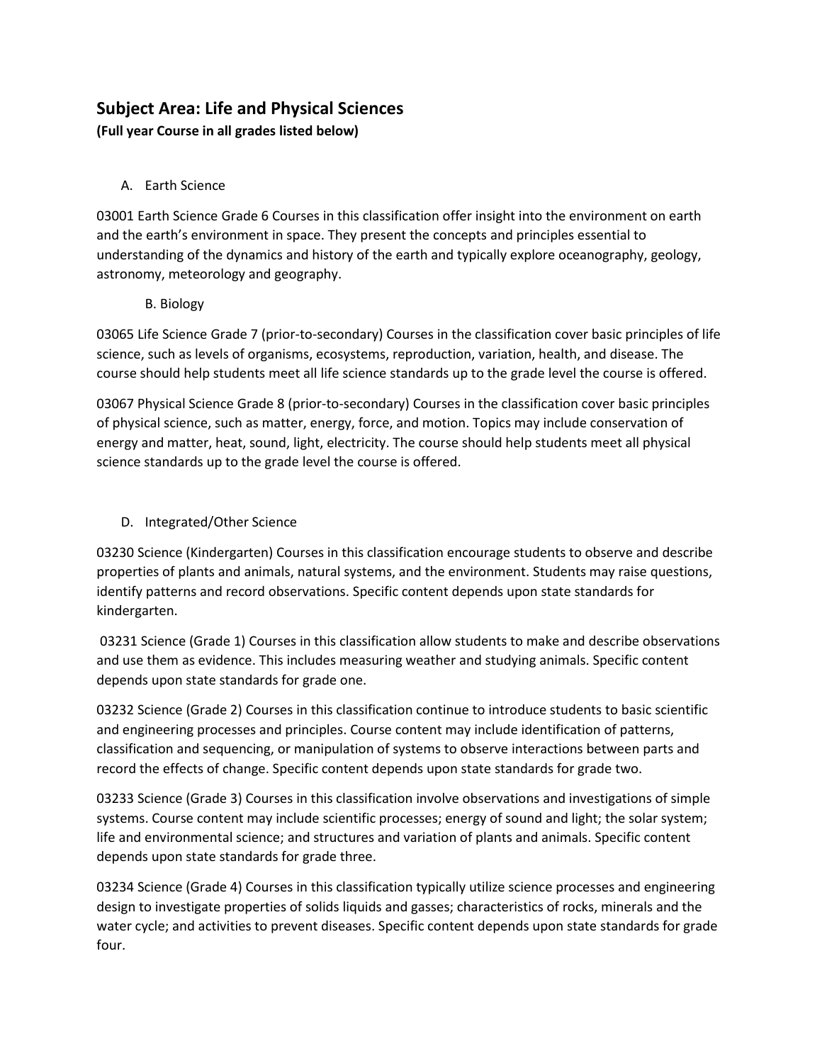## Subject Area: Life and Physical Sciences

**(Full year Course in all grades listed below)**

A. Earth Science

03001 Earth Science Grade 6 Courses in this classification offer insight into the environment on earth and the earth's environment in space. They present the concepts and principles essential to understanding of the dynamics and history of the earth and typically explore oceanography, geology, astronomy, meteorology and geography.

B. Biology

03065 Life Science Grade 7 (prior-to-secondary) Courses in the classification cover basic principles of life science, such as levels of organisms, ecosystems, reproduction, variation, health, and disease. The course should help students meet all life science standards up to the grade level the course is offered.

03067 Physical Science Grade 8 (prior-to-secondary) Courses in the classification cover basic principles of physical science, such as matter, energy, force, and motion. Topics may include conservation of energy and matter, heat, sound, light, electricity. The course should help students meet all physical science standards up to the grade level the course is offered.

D. Integrated/Other Science

03230 Science (Kindergarten) Courses in this classification encourage students to observe and describe properties of plants and animals, natural systems, and the environment. Students may raise questions, identify patterns and record observations. Specific content depends upon state standards for kindergarten.

03231 Science (Grade 1) Courses in this classification allow students to make and describe observations and use them as evidence. This includes measuring weather and studying animals. Specific content depends upon state standards for grade one.

03232 Science (Grade 2) Courses in this classification continue to introduce students to basic scientific and engineering processes and principles. Course content may include identification of patterns, classification and sequencing, or manipulation of systems to observe interactions between parts and record the effects of change. Specific content depends upon state standards for grade two.

03233 Science (Grade 3) Courses in this classification involve observations and investigations of simple systems. Course content may include scientific processes; energy of sound and light; the solar system; life and environmental science; and structures and variation of plants and animals. Specific content depends upon state standards for grade three.

03234 Science (Grade 4) Courses in this classification typically utilize science processes and engineering design to investigate properties of solids liquids and gasses; characteristics of rocks, minerals and the water cycle; and activities to prevent diseases. Specific content depends upon state standards for grade four.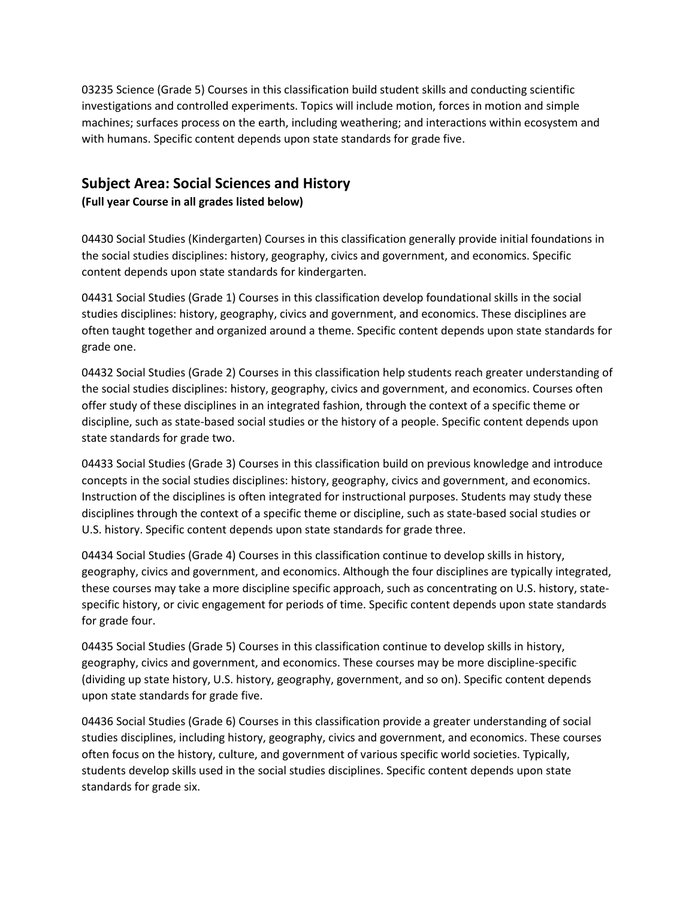03235 Science (Grade 5) Courses in this classification build student skills and conducting scientific investigations and controlled experiments. Topics will include motion, forces in motion and simple machines; surfaces process on the earth, including weathering; and interactions within ecosystem and with humans. Specific content depends upon state standards for grade five.

## Subject Area: Social Sciences and History

**(Full year Course in all grades listed below)**

04430 Social Studies (Kindergarten) Courses in this classification generally provide initial foundations in the social studies disciplines: history, geography, civics and government, and economics. Specific content depends upon state standards for kindergarten.

04431 Social Studies (Grade 1) Courses in this classification develop foundational skills in the social studies disciplines: history, geography, civics and government, and economics. These disciplines are often taught together and organized around a theme. Specific content depends upon state standards for grade one.

04432 Social Studies (Grade 2) Courses in this classification help students reach greater understanding of the social studies disciplines: history, geography, civics and government, and economics. Courses often offer study of these disciplines in an integrated fashion, through the context of a specific theme or discipline, such as state-based social studies or the history of a people. Specific content depends upon state standards for grade two.

04433 Social Studies (Grade 3) Courses in this classification build on previous knowledge and introduce concepts in the social studies disciplines: history, geography, civics and government, and economics. Instruction of the disciplines is often integrated for instructional purposes. Students may study these disciplines through the context of a specific theme or discipline, such as state-based social studies or U.S. history. Specific content depends upon state standards for grade three.

04434 Social Studies (Grade 4) Courses in this classification continue to develop skills in history, geography, civics and government, and economics. Although the four disciplines are typically integrated, these courses may take a more discipline specific approach, such as concentrating on U.S. history, state-specific history, or civic engagement for periods of time. Specific content depends upon state standards for grade four.

04435 Social Studies (Grade 5) Courses in this classification continue to develop skills in history, geography, civics and government, and economics. These courses may be more discipline-specific (dividing up state history, U.S. history, geography, government, and so on). Specific content depends upon state standards for grade five.

04436 Social Studies (Grade 6) Courses in this classification provide a greater understanding of social studies disciplines, including history, geography, civics and government, and economics. These courses often focus on the history, culture, and government of various specific world societies. Typically, students develop skills used in the social studies disciplines. Specific content depends upon state standards for grade six.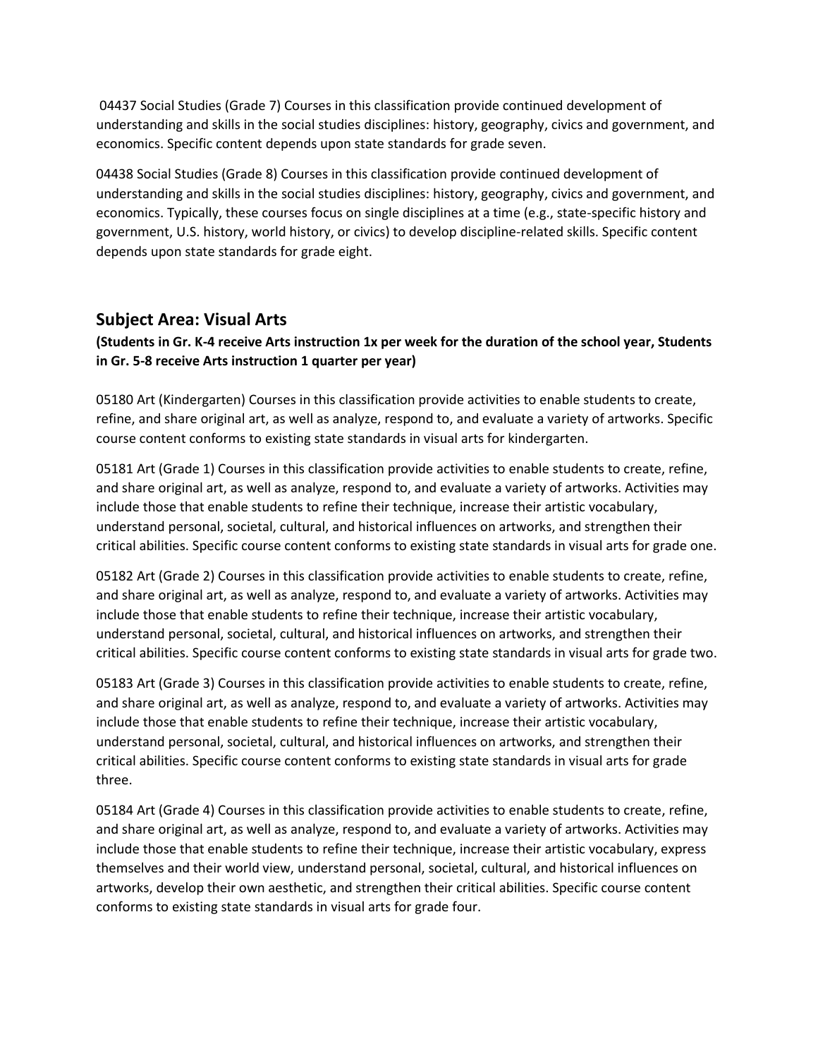04437 Social Studies (Grade 7) Courses in this classification provide continued development of understanding and skills in the social studies disciplines: history, geography, civics and government, and economics. Specific content depends upon state standards for grade seven.

04438 Social Studies (Grade 8) Courses in this classification provide continued development of understanding and skills in the social studies disciplines: history, geography, civics and government, and economics. Typically, these courses focus on single disciplines at a time (e.g., state-specific history and government, U.S. history, world history, or civics) to develop discipline-related skills. Specific content depends upon state standards for grade eight.

## Subject Area: Visual Arts

**(Students in Gr. K-4 receive Arts instruction 1x per week for the duration of the school year, Students in Gr. 5-8 receive Arts instruction 1 quarter per year)**

05180 Art (Kindergarten) Courses in this classification provide activities to enable students to create, refine, and share original art, as well as analyze, respond to, and evaluate a variety of artworks. Specific course content conforms to existing state standards in visual arts for kindergarten.

05181 Art (Grade 1) Courses in this classification provide activities to enable students to create, refine, and share original art, as well as analyze, respond to, and evaluate a variety of artworks. Activities may include those that enable students to refine their technique, increase their artistic vocabulary, understand personal, societal, cultural, and historical influences on artworks, and strengthen their critical abilities. Specific course content conforms to existing state standards in visual arts for grade one.

05182 Art (Grade 2) Courses in this classification provide activities to enable students to create, refine, and share original art, as well as analyze, respond to, and evaluate a variety of artworks. Activities may include those that enable students to refine their technique, increase their artistic vocabulary, understand personal, societal, cultural, and historical influences on artworks, and strengthen their critical abilities. Specific course content conforms to existing state standards in visual arts for grade two.

05183 Art (Grade 3) Courses in this classification provide activities to enable students to create, refine, and share original art, as well as analyze, respond to, and evaluate a variety of artworks. Activities may include those that enable students to refine their technique, increase their artistic vocabulary, understand personal, societal, cultural, and historical influences on artworks, and strengthen their critical abilities. Specific course content conforms to existing state standards in visual arts for grade three.

05184 Art (Grade 4) Courses in this classification provide activities to enable students to create, refine, and share original art, as well as analyze, respond to, and evaluate a variety of artworks. Activities may include those that enable students to refine their technique, increase their artistic vocabulary, express themselves and their world view, understand personal, societal, cultural, and historical influences on artworks, develop their own aesthetic, and strengthen their critical abilities. Specific course content conforms to existing state standards in visual arts for grade four.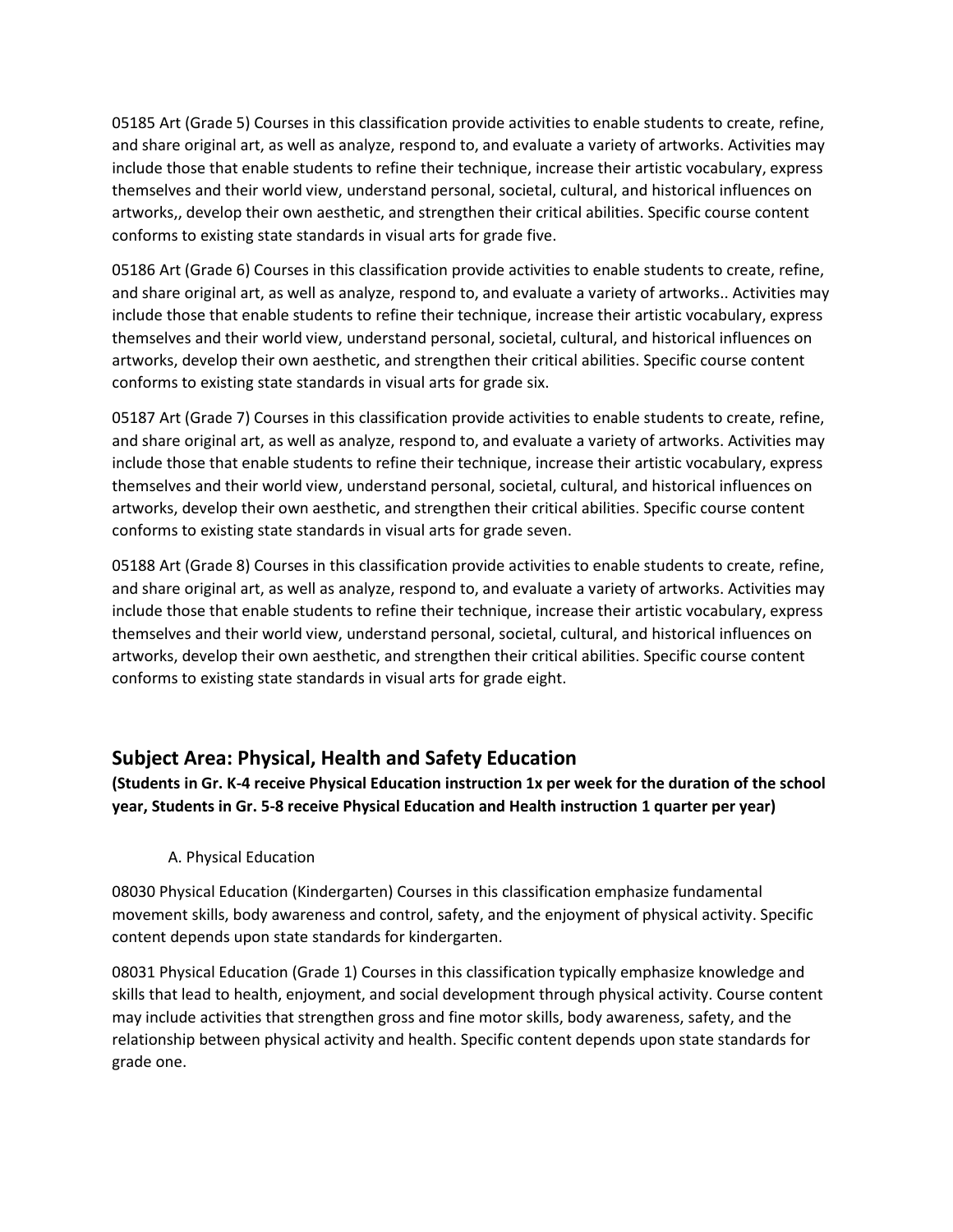05185 Art (Grade 5) Courses in this classification provide activities to enable students to create, refine, and share original art, as well as analyze, respond to, and evaluate a variety of artworks. Activities may include those that enable students to refine their technique, increase their artistic vocabulary, express themselves and their world view, understand personal, societal, cultural, and historical influences on artworks,, develop their own aesthetic, and strengthen their critical abilities. Specific course content conforms to existing state standards in visual arts for grade five.

05186 Art (Grade 6) Courses in this classification provide activities to enable students to create, refine, and share original art, as well as analyze, respond to, and evaluate a variety of artworks.. Activities may include those that enable students to refine their technique, increase their artistic vocabulary, express themselves and their world view, understand personal, societal, cultural, and historical influences on artworks, develop their own aesthetic, and strengthen their critical abilities. Specific course content conforms to existing state standards in visual arts for grade six.

05187 Art (Grade 7) Courses in this classification provide activities to enable students to create, refine, and share original art, as well as analyze, respond to, and evaluate a variety of artworks. Activities may include those that enable students to refine their technique, increase their artistic vocabulary, express themselves and their world view, understand personal, societal, cultural, and historical influences on artworks, develop their own aesthetic, and strengthen their critical abilities. Specific course content conforms to existing state standards in visual arts for grade seven.

05188 Art (Grade 8) Courses in this classification provide activities to enable students to create, refine, and share original art, as well as analyze, respond to, and evaluate a variety of artworks. Activities may include those that enable students to refine their technique, increase their artistic vocabulary, express themselves and their world view, understand personal, societal, cultural, and historical influences on artworks, develop their own aesthetic, and strengthen their critical abilities. Specific course content conforms to existing state standards in visual arts for grade eight.

## Subject Area: Physical, Health and Safety Education

**(Students in Gr. K-4 receive Physical Education instruction 1x per week for the duration of the school year, Students in Gr. 5-8 receive Physical Education and Health instruction 1 quarter per year)**

A. Physical Education

08030 Physical Education (Kindergarten) Courses in this classification emphasize fundamental movement skills, body awareness and control, safety, and the enjoyment of physical activity. Specific content depends upon state standards for kindergarten.

08031 Physical Education (Grade 1) Courses in this classification typically emphasize knowledge and skills that lead to health, enjoyment, and social development through physical activity. Course content may include activities that strengthen gross and fine motor skills, body awareness, safety, and the relationship between physical activity and health. Specific content depends upon state standards for grade one.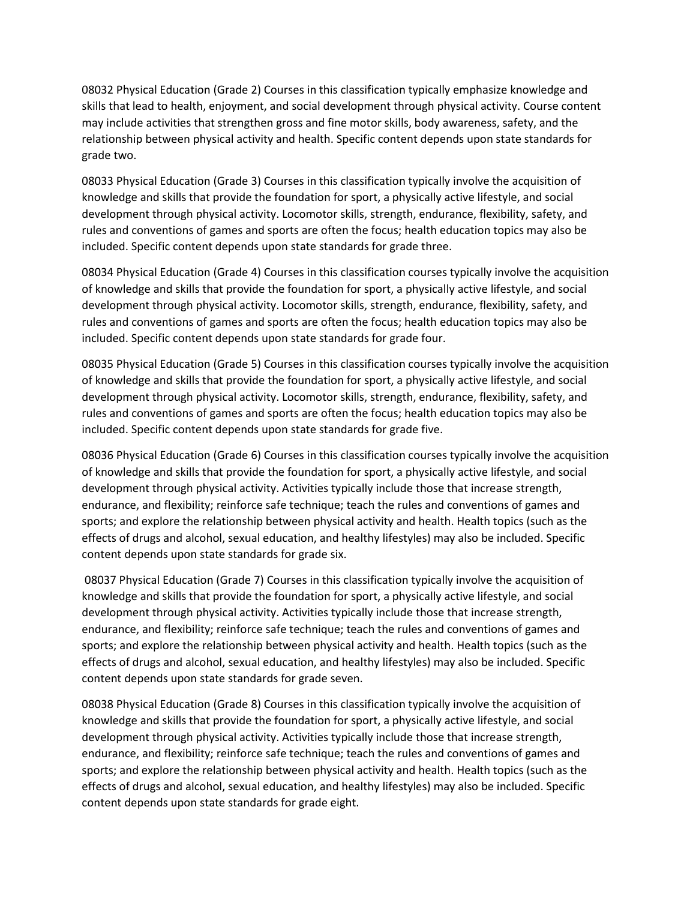08032 Physical Education (Grade 2) Courses in this classification typically emphasize knowledge and skills that lead to health, enjoyment, and social development through physical activity. Course content may include activities that strengthen gross and fine motor skills, body awareness, safety, and the relationship between physical activity and health. Specific content depends upon state standards for grade two.

08033 Physical Education (Grade 3) Courses in this classification typically involve the acquisition of knowledge and skills that provide the foundation for sport, a physically active lifestyle, and social development through physical activity. Locomotor skills, strength, endurance, flexibility, safety, and rules and conventions of games and sports are often the focus; health education topics may also be included. Specific content depends upon state standards for grade three.

08034 Physical Education (Grade 4) Courses in this classification courses typically involve the acquisition of knowledge and skills that provide the foundation for sport, a physically active lifestyle, and social development through physical activity. Locomotor skills, strength, endurance, flexibility, safety, and rules and conventions of games and sports are often the focus; health education topics may also be included. Specific content depends upon state standards for grade four.

08035 Physical Education (Grade 5) Courses in this classification courses typically involve the acquisition of knowledge and skills that provide the foundation for sport, a physically active lifestyle, and social development through physical activity. Locomotor skills, strength, endurance, flexibility, safety, and rules and conventions of games and sports are often the focus; health education topics may also be included. Specific content depends upon state standards for grade five.

08036 Physical Education (Grade 6) Courses in this classification courses typically involve the acquisition of knowledge and skills that provide the foundation for sport, a physically active lifestyle, and social development through physical activity. Activities typically include those that increase strength, endurance, and flexibility; reinforce safe technique; teach the rules and conventions of games and sports; and explore the relationship between physical activity and health. Health topics (such as the effects of drugs and alcohol, sexual education, and healthy lifestyles) may also be included. Specific content depends upon state standards for grade six.

08037 Physical Education (Grade 7) Courses in this classification typically involve the acquisition of knowledge and skills that provide the foundation for sport, a physically active lifestyle, and social development through physical activity. Activities typically include those that increase strength, endurance, and flexibility; reinforce safe technique; teach the rules and conventions of games and sports; and explore the relationship between physical activity and health. Health topics (such as the effects of drugs and alcohol, sexual education, and healthy lifestyles) may also be included. Specific content depends upon state standards for grade seven.

08038 Physical Education (Grade 8) Courses in this classification typically involve the acquisition of knowledge and skills that provide the foundation for sport, a physically active lifestyle, and social development through physical activity. Activities typically include those that increase strength, endurance, and flexibility; reinforce safe technique; teach the rules and conventions of games and sports; and explore the relationship between physical activity and health. Health topics (such as the effects of drugs and alcohol, sexual education, and healthy lifestyles) may also be included. Specific content depends upon state standards for grade eight.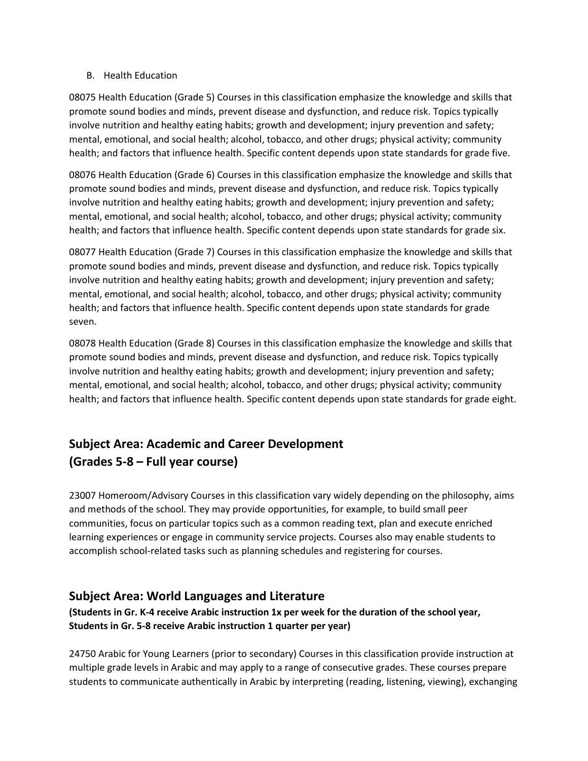B. Health Education

08075 Health Education (Grade 5) Courses in this classification emphasize the knowledge and skills that promote sound bodies and minds, prevent disease and dysfunction, and reduce risk. Topics typically involve nutrition and healthy eating habits; growth and development; injury prevention and safety; mental, emotional, and social health; alcohol, tobacco, and other drugs; physical activity; community health; and factors that influence health. Specific content depends upon state standards for grade five.

08076 Health Education (Grade 6) Courses in this classification emphasize the knowledge and skills that promote sound bodies and minds, prevent disease and dysfunction, and reduce risk. Topics typically involve nutrition and healthy eating habits; growth and development; injury prevention and safety; mental, emotional, and social health; alcohol, tobacco, and other drugs; physical activity; community health; and factors that influence health. Specific content depends upon state standards for grade six.

08077 Health Education (Grade 7) Courses in this classification emphasize the knowledge and skills that promote sound bodies and minds, prevent disease and dysfunction, and reduce risk. Topics typically involve nutrition and healthy eating habits; growth and development; injury prevention and safety; mental, emotional, and social health; alcohol, tobacco, and other drugs; physical activity; community health; and factors that influence health. Specific content depends upon state standards for grade seven.

08078 Health Education (Grade 8) Courses in this classification emphasize the knowledge and skills that promote sound bodies and minds, prevent disease and dysfunction, and reduce risk. Topics typically involve nutrition and healthy eating habits; growth and development; injury prevention and safety; mental, emotional, and social health; alcohol, tobacco, and other drugs; physical activity; community health; and factors that influence health. Specific content depends upon state standards for grade eight.

## Subject Area: Academic and Career Development (Grades 5-8 – Full year course)

23007 Homeroom/Advisory Courses in this classification vary widely depending on the philosophy, aims and methods of the school. They may provide opportunities, for example, to build small peer communities, focus on particular topics such as a common reading text, plan and execute enriched learning experiences or engage in community service projects. Courses also may enable students to accomplish school-related tasks such as planning schedules and registering for courses.

## Subject Area: World Languages and Literature

**(Students in Gr. K-4 receive Arabic instruction 1x per week for the duration of the school year, Students in Gr. 5-8 receive Arabic instruction 1 quarter per year)**

24750 Arabic for Young Learners (prior to secondary) Courses in this classification provide instruction at multiple grade levels in Arabic and may apply to a range of consecutive grades. These courses prepare students to communicate authentically in Arabic by interpreting (reading, listening, viewing), exchanging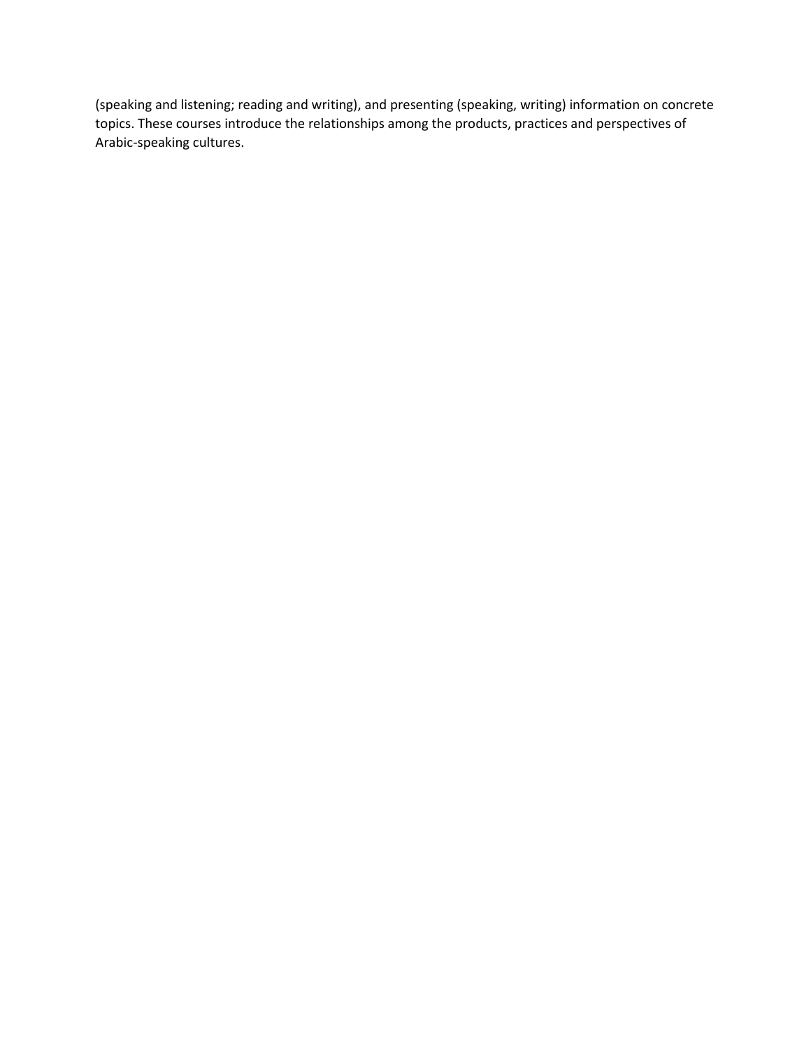(speaking and listening; reading and writing), and presenting (speaking, writing) information on concrete topics. These courses introduce the relationships among the products, practices and perspectives of Arabic-speaking cultures.